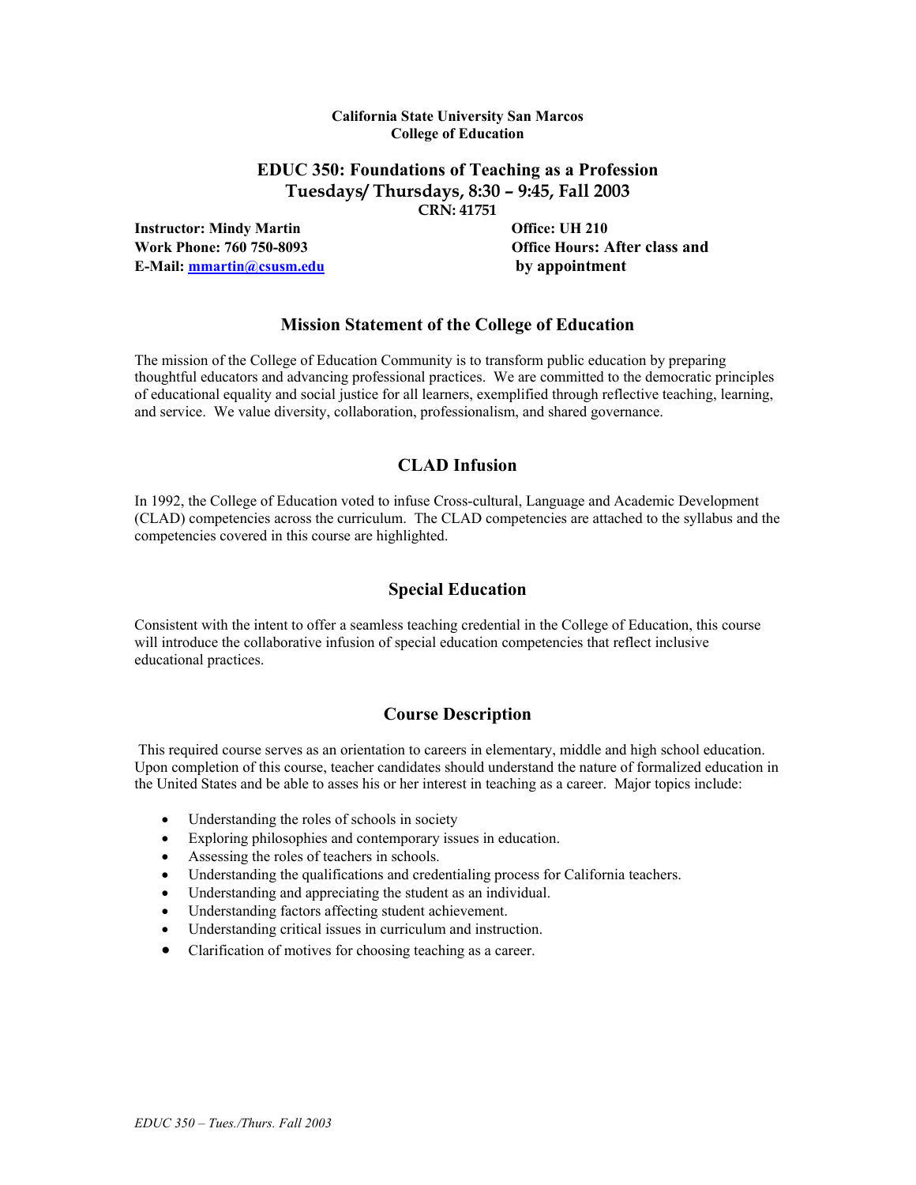**California State University San Marcos**
**College of Education**

# EDUC 350: Foundations of Teaching as a Profession

## Tuesdays/ Thursdays, 8:30 – 9:45, Fall 2003

**CRN: 41751**

**Instructor: Mindy Martin**
**Work Phone: 760 750-8093**
**E-Mail: mmartin@csusm.edu**

**Office: UH 210**
**Office Hours: After class and by appointment**

## Mission Statement of the College of Education

The mission of the College of Education Community is to transform public education by preparing thoughtful educators and advancing professional practices. We are committed to the democratic principles of educational equality and social justice for all learners, exemplified through reflective teaching, learning, and service. We value diversity, collaboration, professionalism, and shared governance.

## CLAD Infusion

In 1992, the College of Education voted to infuse Cross-cultural, Language and Academic Development (CLAD) competencies across the curriculum. The CLAD competencies are attached to the syllabus and the competencies covered in this course are highlighted.

## Special Education

Consistent with the intent to offer a seamless teaching credential in the College of Education, this course will introduce the collaborative infusion of special education competencies that reflect inclusive educational practices.

## Course Description

This required course serves as an orientation to careers in elementary, middle and high school education. Upon completion of this course, teacher candidates should understand the nature of formalized education in the United States and be able to asses his or her interest in teaching as a career. Major topics include:

- Understanding the roles of schools in society
- Exploring philosophies and contemporary issues in education.
- Assessing the roles of teachers in schools.
- Understanding the qualifications and credentialing process for California teachers.
- Understanding and appreciating the student as an individual.
- Understanding factors affecting student achievement.
- Understanding critical issues in curriculum and instruction.
- Clarification of motives for choosing teaching as a career.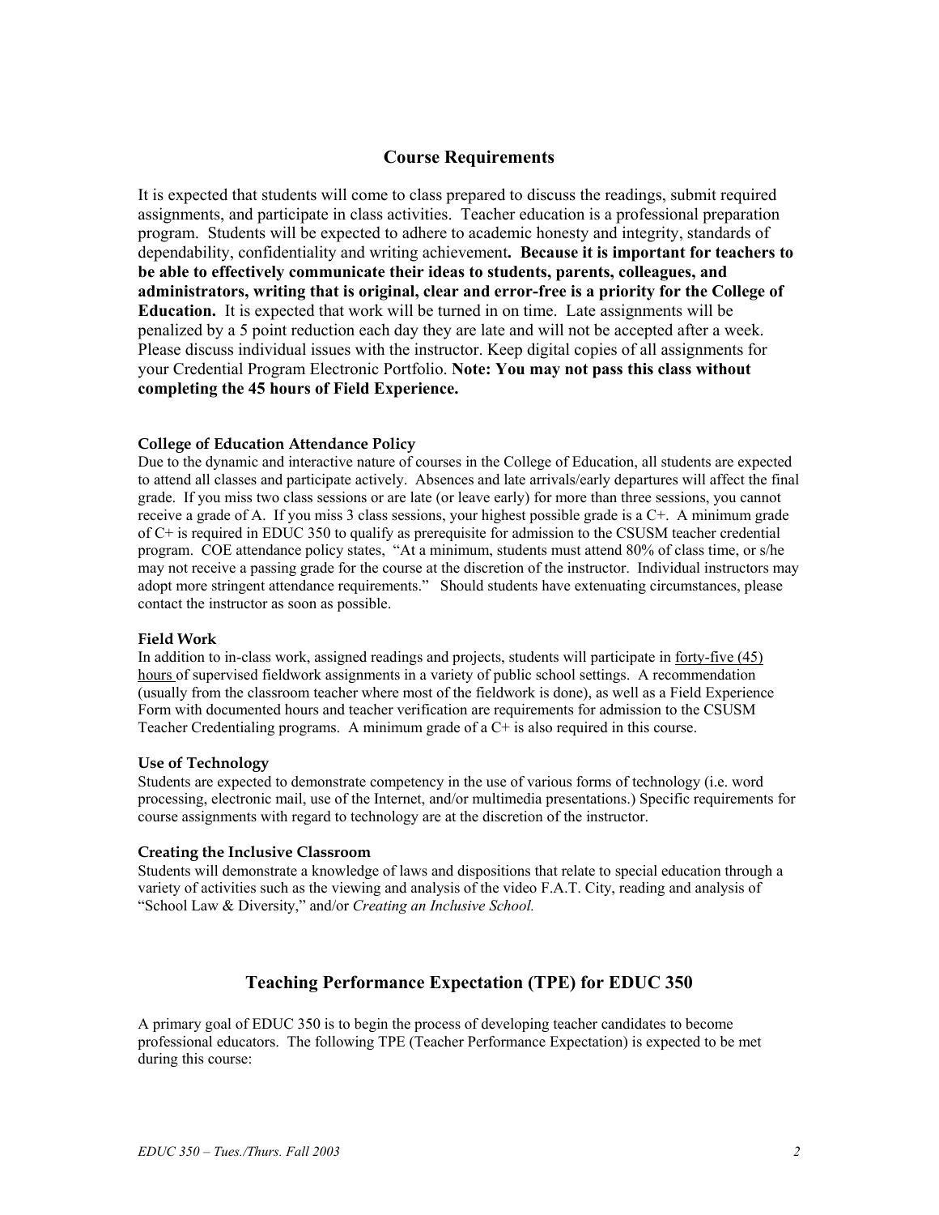## Course Requirements

It is expected that students will come to class prepared to discuss the readings, submit required assignments, and participate in class activities. Teacher education is a professional preparation program. Students will be expected to adhere to academic honesty and integrity, standards of dependability, confidentiality and writing achievement**. Because it is important for teachers to be able to effectively communicate their ideas to students, parents, colleagues, and administrators, writing that is original, clear and error-free is a priority for the College of Education.** It is expected that work will be turned in on time. Late assignments will be penalized by a 5 point reduction each day they are late and will not be accepted after a week. Please discuss individual issues with the instructor. Keep digital copies of all assignments for your Credential Program Electronic Portfolio. **Note: You may not pass this class without completing the 45 hours of Field Experience.**

#### College of Education Attendance Policy

Due to the dynamic and interactive nature of courses in the College of Education, all students are expected to attend all classes and participate actively. Absences and late arrivals/early departures will affect the final grade. If you miss two class sessions or are late (or leave early) for more than three sessions, you cannot receive a grade of A. If you miss 3 class sessions, your highest possible grade is a C+. A minimum grade of C+ is required in EDUC 350 to qualify as prerequisite for admission to the CSUSM teacher credential program. COE attendance policy states, "At a minimum, students must attend 80% of class time, or s/he may not receive a passing grade for the course at the discretion of the instructor. Individual instructors may adopt more stringent attendance requirements." Should students have extenuating circumstances, please contact the instructor as soon as possible.

#### Field Work

In addition to in-class work, assigned readings and projects, students will participate in forty-five (45) hours of supervised fieldwork assignments in a variety of public school settings. A recommendation (usually from the classroom teacher where most of the fieldwork is done), as well as a Field Experience Form with documented hours and teacher verification are requirements for admission to the CSUSM Teacher Credentialing programs. A minimum grade of a C+ is also required in this course.

#### Use of Technology

Students are expected to demonstrate competency in the use of various forms of technology (i.e. word processing, electronic mail, use of the Internet, and/or multimedia presentations.) Specific requirements for course assignments with regard to technology are at the discretion of the instructor.

#### Creating the Inclusive Classroom

Students will demonstrate a knowledge of laws and dispositions that relate to special education through a variety of activities such as the viewing and analysis of the video F.A.T. City, reading and analysis of "School Law & Diversity," and/or *Creating an Inclusive School.*

## Teaching Performance Expectation (TPE) for EDUC 350

A primary goal of EDUC 350 is to begin the process of developing teacher candidates to become professional educators. The following TPE (Teacher Performance Expectation) is expected to be met during this course: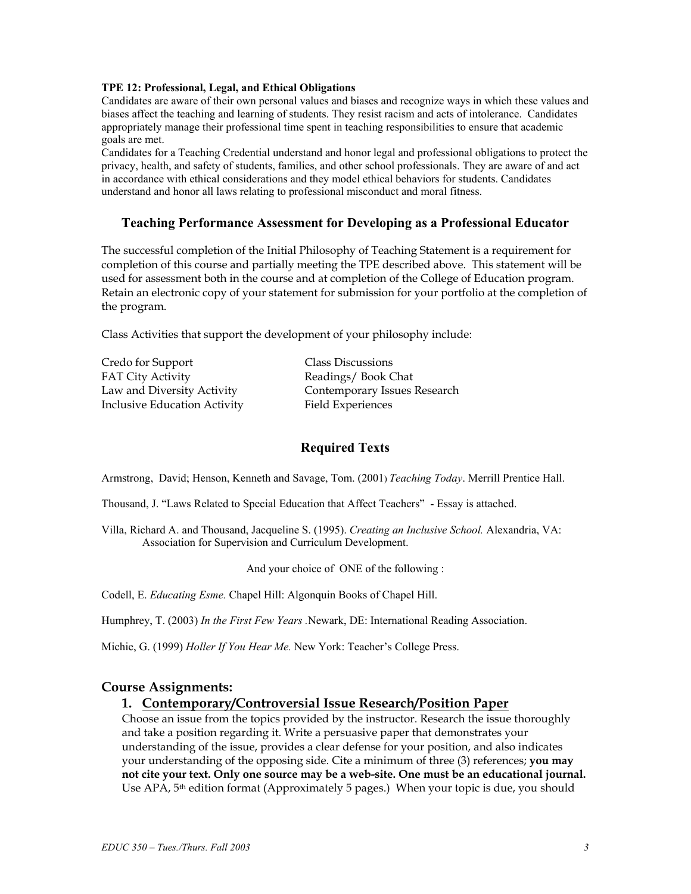**TPE 12: Professional, Legal, and Ethical Obligations**

Candidates are aware of their own personal values and biases and recognize ways in which these values and biases affect the teaching and learning of students. They resist racism and acts of intolerance. Candidates appropriately manage their professional time spent in teaching responsibilities to ensure that academic goals are met.

Candidates for a Teaching Credential understand and honor legal and professional obligations to protect the privacy, health, and safety of students, families, and other school professionals. They are aware of and act in accordance with ethical considerations and they model ethical behaviors for students. Candidates understand and honor all laws relating to professional misconduct and moral fitness.

## Teaching Performance Assessment for Developing as a Professional Educator

The successful completion of the Initial Philosophy of Teaching Statement is a requirement for completion of this course and partially meeting the TPE described above. This statement will be used for assessment both in the course and at completion of the College of Education program. Retain an electronic copy of your statement for submission for your portfolio at the completion of the program.

Class Activities that support the development of your philosophy include:

- Credo for Support
- FAT City Activity
- Law and Diversity Activity
- Inclusive Education Activity
- Class Discussions
- Readings/ Book Chat
- Contemporary Issues Research
- Field Experiences

## Required Texts

Armstrong, David; Henson, Kenneth and Savage, Tom. (2001) *Teaching Today*. Merrill Prentice Hall.

Thousand, J. "Laws Related to Special Education that Affect Teachers" - Essay is attached.

Villa, Richard A. and Thousand, Jacqueline S. (1995). *Creating an Inclusive School.* Alexandria, VA: Association for Supervision and Curriculum Development.

And your choice of ONE of the following :

Codell, E. *Educating Esme.* Chapel Hill: Algonquin Books of Chapel Hill.

Humphrey, T. (2003) *In the First Few Years* .Newark, DE: International Reading Association.

Michie, G. (1999) *Holler If You Hear Me.* New York: Teacher's College Press.

## Course Assignments:

### 1. Contemporary/Controversial Issue Research/Position Paper

Choose an issue from the topics provided by the instructor. Research the issue thoroughly and take a position regarding it. Write a persuasive paper that demonstrates your understanding of the issue, provides a clear defense for your position, and also indicates your understanding of the opposing side. Cite a minimum of three (3) references; **you may not cite your text. Only one source may be a web-site. One must be an educational journal.** Use APA, 5th edition format (Approximately 5 pages.) When your topic is due, you should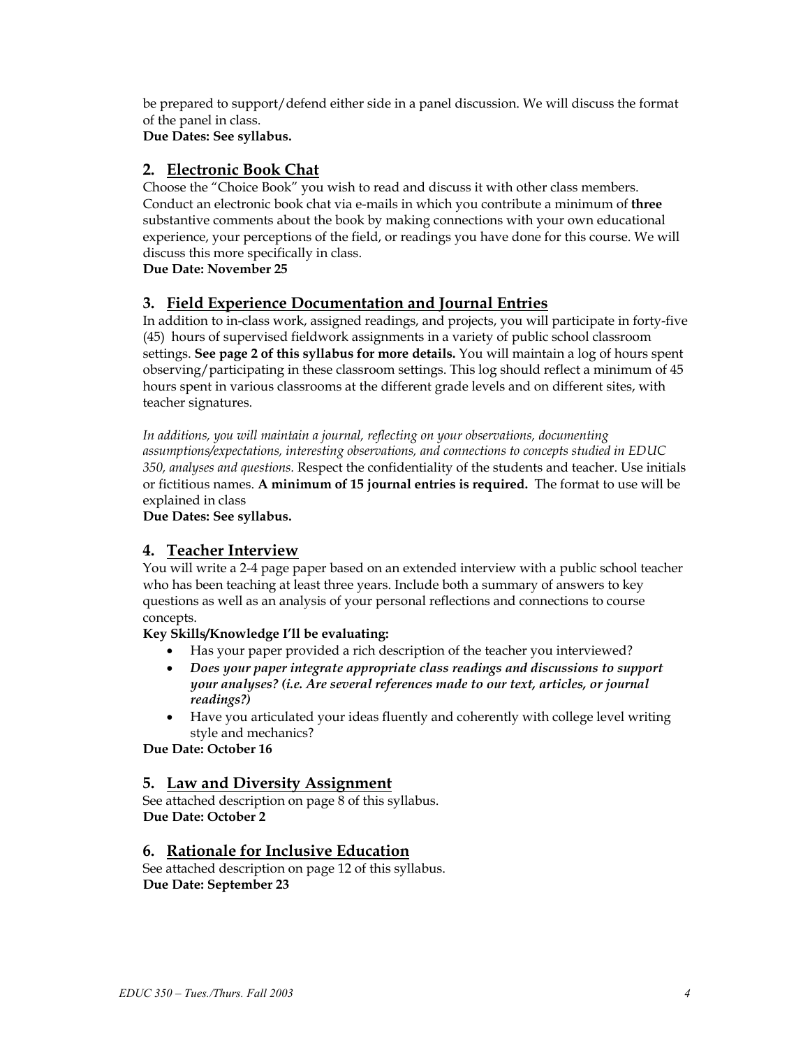be prepared to support/defend either side in a panel discussion. We will discuss the format of the panel in class.
**Due Dates: See syllabus.**

## 2. Electronic Book Chat

Choose the "Choice Book" you wish to read and discuss it with other class members. Conduct an electronic book chat via e-mails in which you contribute a minimum of **three** substantive comments about the book by making connections with your own educational experience, your perceptions of the field, or readings you have done for this course. We will discuss this more specifically in class.
**Due Date: November 25**

## 3. Field Experience Documentation and Journal Entries

In addition to in-class work, assigned readings, and projects, you will participate in forty-five (45) hours of supervised fieldwork assignments in a variety of public school classroom settings. **See page 2 of this syllabus for more details.** You will maintain a log of hours spent observing/participating in these classroom settings. This log should reflect a minimum of 45 hours spent in various classrooms at the different grade levels and on different sites, with teacher signatures.

*In additions, you will maintain a journal, reflecting on your observations, documenting assumptions/expectations, interesting observations, and connections to concepts studied in EDUC 350, analyses and questions.* Respect the confidentiality of the students and teacher. Use initials or fictitious names. **A minimum of 15 journal entries is required.** The format to use will be explained in class
**Due Dates: See syllabus.**

## 4. Teacher Interview

You will write a 2-4 page paper based on an extended interview with a public school teacher who has been teaching at least three years. Include both a summary of answers to key questions as well as an analysis of your personal reflections and connections to course concepts.

**Key Skills/Knowledge I'll be evaluating:**

- Has your paper provided a rich description of the teacher you interviewed?
- ***Does your paper integrate appropriate class readings and discussions to support your analyses? (i.e. Are several references made to our text, articles, or journal readings?)***
- Have you articulated your ideas fluently and coherently with college level writing style and mechanics?

**Due Date: October 16**

## 5. Law and Diversity Assignment

See attached description on page 8 of this syllabus.
**Due Date: October 2**

## 6. Rationale for Inclusive Education

See attached description on page 12 of this syllabus.
**Due Date: September 23**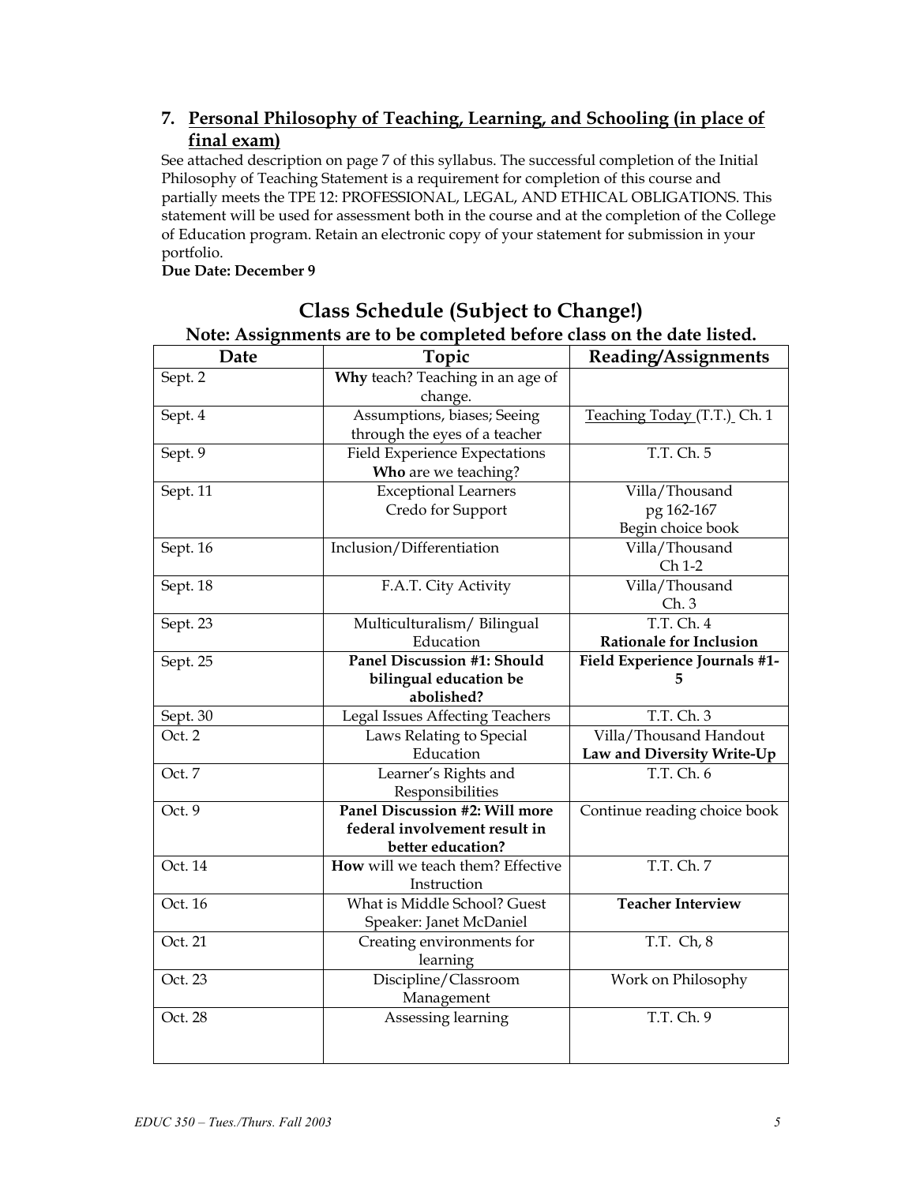### 7. Personal Philosophy of Teaching, Learning, and Schooling (in place of final exam)

See attached description on page 7 of this syllabus. The successful completion of the Initial Philosophy of Teaching Statement is a requirement for completion of this course and partially meets the TPE 12: PROFESSIONAL, LEGAL, AND ETHICAL OBLIGATIONS. This statement will be used for assessment both in the course and at the completion of the College of Education program. Retain an electronic copy of your statement for submission in your portfolio.

**Due Date: December 9**

## Class Schedule (Subject to Change!)

**Note: Assignments are to be completed before class on the date listed.**

| Date | Topic | Reading/Assignments |
|---|---|---|
| Sept. 2 | **Why** teach? Teaching in an age of change. | |
| Sept. 4 | Assumptions, biases; Seeing through the eyes of a teacher | Teaching Today (T.T.) Ch. 1 |
| Sept. 9 | Field Experience Expectations **Who** are we teaching? | T.T. Ch. 5 |
| Sept. 11 | Exceptional Learners Credo for Support | Villa/Thousand pg 162-167 Begin choice book |
| Sept. 16 | Inclusion/Differentiation | Villa/Thousand Ch 1-2 |
| Sept. 18 | F.A.T. City Activity | Villa/Thousand Ch. 3 |
| Sept. 23 | Multiculturalism/ Bilingual Education | T.T. Ch. 4 **Rationale for Inclusion** |
| Sept. 25 | **Panel Discussion #1: Should bilingual education be abolished?** | **Field Experience Journals #1-5** |
| Sept. 30 | Legal Issues Affecting Teachers | T.T. Ch. 3 |
| Oct. 2 | Laws Relating to Special Education | Villa/Thousand Handout **Law and Diversity Write-Up** |
| Oct. 7 | Learner's Rights and Responsibilities | T.T. Ch. 6 |
| Oct. 9 | **Panel Discussion #2: Will more federal involvement result in better education?** | Continue reading choice book |
| Oct. 14 | **How** will we teach them? Effective Instruction | T.T. Ch. 7 |
| Oct. 16 | What is Middle School? Guest Speaker: Janet McDaniel | **Teacher Interview** |
| Oct. 21 | Creating environments for learning | T.T. Ch, 8 |
| Oct. 23 | Discipline/Classroom Management | Work on Philosophy |
| Oct. 28 | Assessing learning | T.T. Ch. 9 |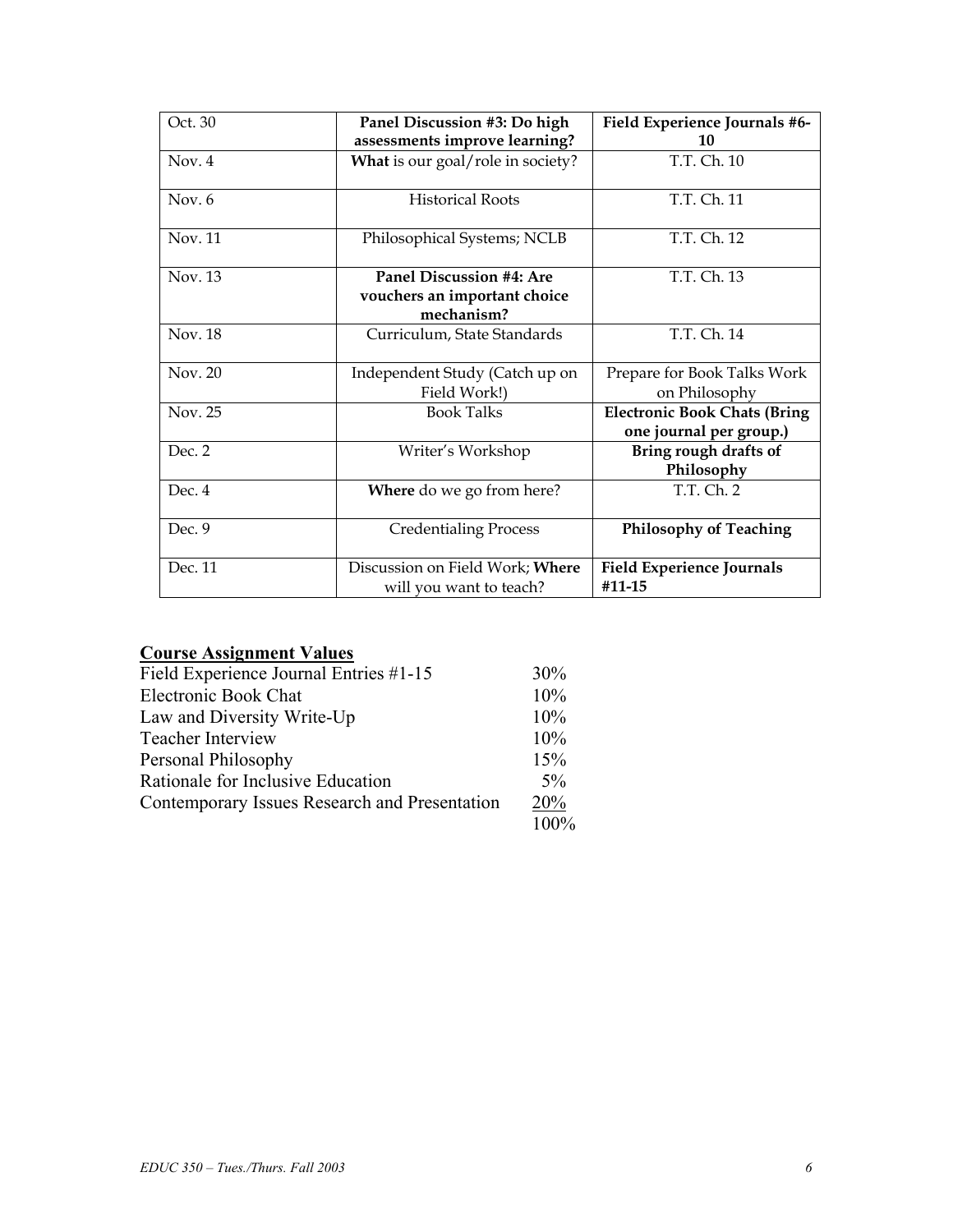| Oct. 30 | **Panel Discussion #3: Do high assessments improve learning?** | **Field Experience Journals #6-10** |
|---|---|---|
| Nov. 4 | **What** is our goal/role in society? | T.T. Ch. 10 |
| Nov. 6 | Historical Roots | T.T. Ch. 11 |
| Nov. 11 | Philosophical Systems; NCLB | T.T. Ch. 12 |
| Nov. 13 | **Panel Discussion #4: Are vouchers an important choice mechanism?** | T.T. Ch. 13 |
| Nov. 18 | Curriculum, State Standards | T.T. Ch. 14 |
| Nov. 20 | Independent Study (Catch up on Field Work!) | Prepare for Book Talks Work on Philosophy |
| Nov. 25 | Book Talks | **Electronic Book Chats (Bring one journal per group.)** |
| Dec. 2 | Writer's Workshop | **Bring rough drafts of Philosophy** |
| Dec. 4 | **Where** do we go from here? | T.T. Ch. 2 |
| Dec. 9 | Credentialing Process | **Philosophy of Teaching** |
| Dec. 11 | Discussion on Field Work; **Where** will you want to teach? | **Field Experience Journals #11-15** |

## Course Assignment Values

| | |
|---|---|
| Field Experience Journal Entries #1-15 | 30% |
| Electronic Book Chat | 10% |
| Law and Diversity Write-Up | 10% |
| Teacher Interview | 10% |
| Personal Philosophy | 15% |
| Rationale for Inclusive Education | 5% |
| Contemporary Issues Research and Presentation | 20% |
| | 100% |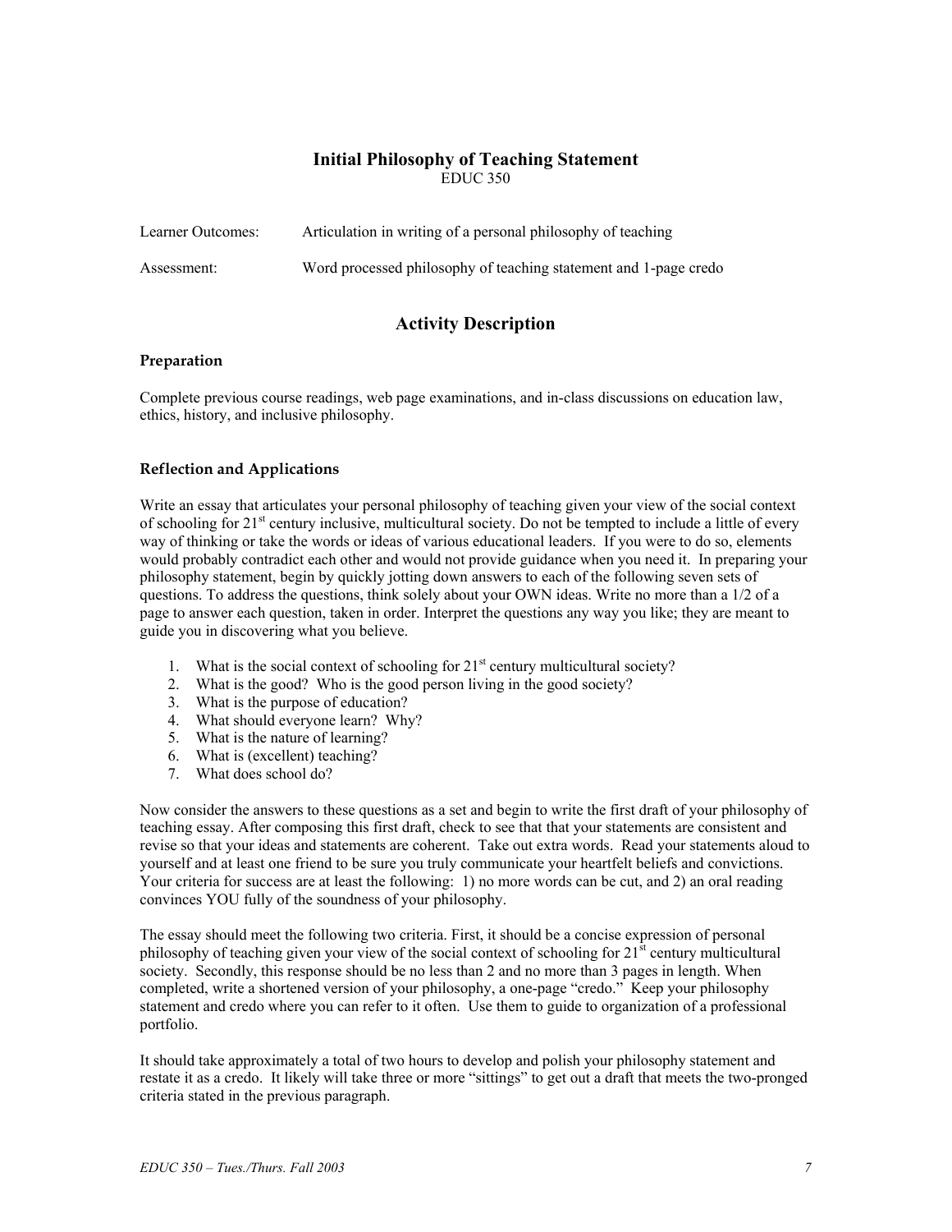# Initial Philosophy of Teaching Statement

EDUC 350

| | |
|---|---|
| Learner Outcomes: | Articulation in writing of a personal philosophy of teaching |
| Assessment: | Word processed philosophy of teaching statement and 1-page credo |

## Activity Description

### Preparation

Complete previous course readings, web page examinations, and in-class discussions on education law, ethics, history, and inclusive philosophy.

### Reflection and Applications

Write an essay that articulates your personal philosophy of teaching given your view of the social context of schooling for 21st century inclusive, multicultural society. Do not be tempted to include a little of every way of thinking or take the words or ideas of various educational leaders. If you were to do so, elements would probably contradict each other and would not provide guidance when you need it. In preparing your philosophy statement, begin by quickly jotting down answers to each of the following seven sets of questions. To address the questions, think solely about your OWN ideas. Write no more than a 1/2 of a page to answer each question, taken in order. Interpret the questions any way you like; they are meant to guide you in discovering what you believe.

1. What is the social context of schooling for 21st century multicultural society?
2. What is the good? Who is the good person living in the good society?
3. What is the purpose of education?
4. What should everyone learn? Why?
5. What is the nature of learning?
6. What is (excellent) teaching?
7. What does school do?

Now consider the answers to these questions as a set and begin to write the first draft of your philosophy of teaching essay. After composing this first draft, check to see that that your statements are consistent and revise so that your ideas and statements are coherent. Take out extra words. Read your statements aloud to yourself and at least one friend to be sure you truly communicate your heartfelt beliefs and convictions. Your criteria for success are at least the following: 1) no more words can be cut, and 2) an oral reading convinces YOU fully of the soundness of your philosophy.

The essay should meet the following two criteria. First, it should be a concise expression of personal philosophy of teaching given your view of the social context of schooling for 21st century multicultural society. Secondly, this response should be no less than 2 and no more than 3 pages in length. When completed, write a shortened version of your philosophy, a one-page "credo." Keep your philosophy statement and credo where you can refer to it often. Use them to guide to organization of a professional portfolio.

It should take approximately a total of two hours to develop and polish your philosophy statement and restate it as a credo. It likely will take three or more "sittings" to get out a draft that meets the two-pronged criteria stated in the previous paragraph.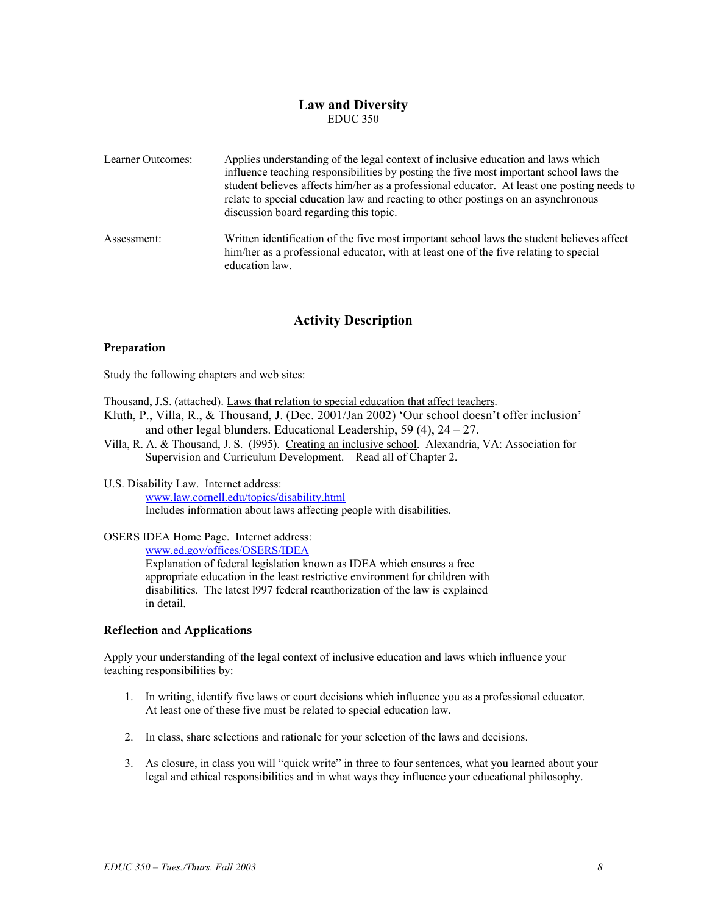# Law and Diversity

EDUC 350

| | |
|---|---|
| Learner Outcomes: | Applies understanding of the legal context of inclusive education and laws which influence teaching responsibilities by posting the five most important school laws the student believes affects him/her as a professional educator. At least one posting needs to relate to special education law and reacting to other postings on an asynchronous discussion board regarding this topic. |
| Assessment: | Written identification of the five most important school laws the student believes affect him/her as a professional educator, with at least one of the five relating to special education law. |

## Activity Description

### Preparation

Study the following chapters and web sites:

Thousand, J.S. (attached). Laws that relation to special education that affect teachers.

Kluth, P., Villa, R., & Thousand, J. (Dec. 2001/Jan 2002) 'Our school doesn't offer inclusion' and other legal blunders. Educational Leadership, 59 (4), 24 – 27.

Villa, R. A. & Thousand, J. S. (l995). Creating an inclusive school. Alexandria, VA: Association for Supervision and Curriculum Development. Read all of Chapter 2.

U.S. Disability Law. Internet address:
www.law.cornell.edu/topics/disability.html
Includes information about laws affecting people with disabilities.

OSERS IDEA Home Page. Internet address:
www.ed.gov/offices/OSERS/IDEA
Explanation of federal legislation known as IDEA which ensures a free appropriate education in the least restrictive environment for children with disabilities. The latest l997 federal reauthorization of the law is explained in detail.

### Reflection and Applications

Apply your understanding of the legal context of inclusive education and laws which influence your teaching responsibilities by:

1. In writing, identify five laws or court decisions which influence you as a professional educator. At least one of these five must be related to special education law.
2. In class, share selections and rationale for your selection of the laws and decisions.
3. As closure, in class you will "quick write" in three to four sentences, what you learned about your legal and ethical responsibilities and in what ways they influence your educational philosophy.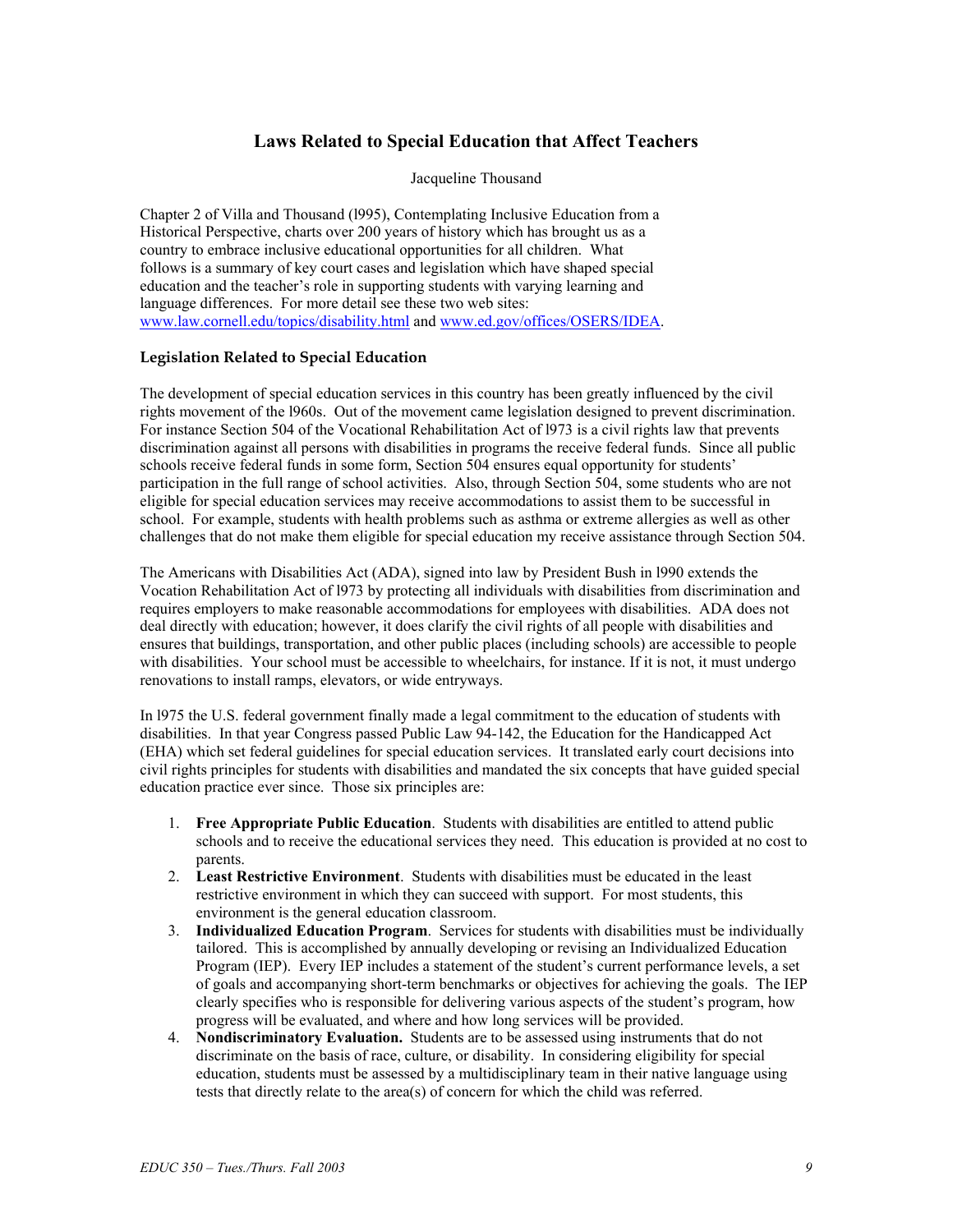## Laws Related to Special Education that Affect Teachers

Jacqueline Thousand

Chapter 2 of Villa and Thousand (l995), Contemplating Inclusive Education from a Historical Perspective, charts over 200 years of history which has brought us as a country to embrace inclusive educational opportunities for all children. What follows is a summary of key court cases and legislation which have shaped special education and the teacher's role in supporting students with varying learning and language differences. For more detail see these two web sites: www.law.cornell.edu/topics/disability.html and www.ed.gov/offices/OSERS/IDEA.

### Legislation Related to Special Education

The development of special education services in this country has been greatly influenced by the civil rights movement of the l960s. Out of the movement came legislation designed to prevent discrimination. For instance Section 504 of the Vocational Rehabilitation Act of l973 is a civil rights law that prevents discrimination against all persons with disabilities in programs the receive federal funds. Since all public schools receive federal funds in some form, Section 504 ensures equal opportunity for students' participation in the full range of school activities. Also, through Section 504, some students who are not eligible for special education services may receive accommodations to assist them to be successful in school. For example, students with health problems such as asthma or extreme allergies as well as other challenges that do not make them eligible for special education my receive assistance through Section 504.

The Americans with Disabilities Act (ADA), signed into law by President Bush in l990 extends the Vocation Rehabilitation Act of l973 by protecting all individuals with disabilities from discrimination and requires employers to make reasonable accommodations for employees with disabilities. ADA does not deal directly with education; however, it does clarify the civil rights of all people with disabilities and ensures that buildings, transportation, and other public places (including schools) are accessible to people with disabilities. Your school must be accessible to wheelchairs, for instance. If it is not, it must undergo renovations to install ramps, elevators, or wide entryways.

In l975 the U.S. federal government finally made a legal commitment to the education of students with disabilities. In that year Congress passed Public Law 94-142, the Education for the Handicapped Act (EHA) which set federal guidelines for special education services. It translated early court decisions into civil rights principles for students with disabilities and mandated the six concepts that have guided special education practice ever since. Those six principles are:

1. **Free Appropriate Public Education**. Students with disabilities are entitled to attend public schools and to receive the educational services they need. This education is provided at no cost to parents.
2. **Least Restrictive Environment**. Students with disabilities must be educated in the least restrictive environment in which they can succeed with support. For most students, this environment is the general education classroom.
3. **Individualized Education Program**. Services for students with disabilities must be individually tailored. This is accomplished by annually developing or revising an Individualized Education Program (IEP). Every IEP includes a statement of the student's current performance levels, a set of goals and accompanying short-term benchmarks or objectives for achieving the goals. The IEP clearly specifies who is responsible for delivering various aspects of the student's program, how progress will be evaluated, and where and how long services will be provided.
4. **Nondiscriminatory Evaluation.** Students are to be assessed using instruments that do not discriminate on the basis of race, culture, or disability. In considering eligibility for special education, students must be assessed by a multidisciplinary team in their native language using tests that directly relate to the area(s) of concern for which the child was referred.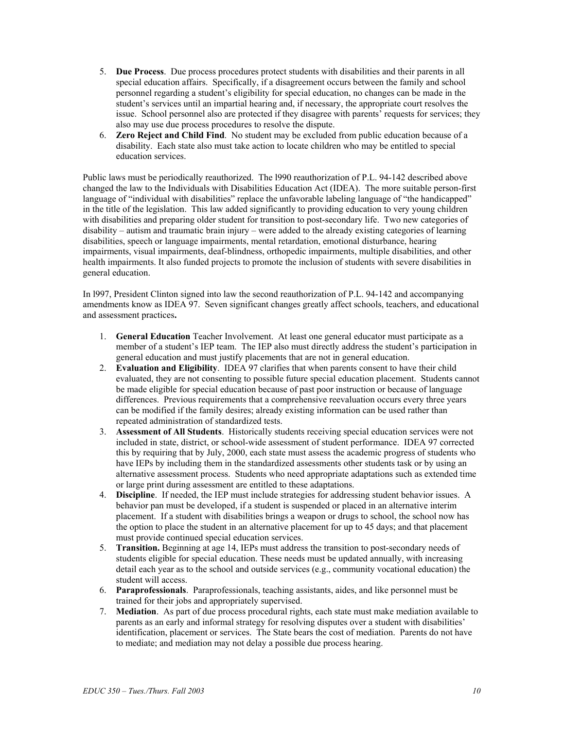5. **Due Process**. Due process procedures protect students with disabilities and their parents in all special education affairs. Specifically, if a disagreement occurs between the family and school personnel regarding a student's eligibility for special education, no changes can be made in the student's services until an impartial hearing and, if necessary, the appropriate court resolves the issue. School personnel also are protected if they disagree with parents' requests for services; they also may use due process procedures to resolve the dispute.
6. **Zero Reject and Child Find**. No student may be excluded from public education because of a disability. Each state also must take action to locate children who may be entitled to special education services.

Public laws must be periodically reauthorized. The l990 reauthorization of P.L. 94-142 described above changed the law to the Individuals with Disabilities Education Act (IDEA). The more suitable person-first language of "individual with disabilities" replace the unfavorable labeling language of "the handicapped" in the title of the legislation. This law added significantly to providing education to very young children with disabilities and preparing older student for transition to post-secondary life. Two new categories of disability – autism and traumatic brain injury – were added to the already existing categories of learning disabilities, speech or language impairments, mental retardation, emotional disturbance, hearing impairments, visual impairments, deaf-blindness, orthopedic impairments, multiple disabilities, and other health impairments. It also funded projects to promote the inclusion of students with severe disabilities in general education.

In l997, President Clinton signed into law the second reauthorization of P.L. 94-142 and accompanying amendments know as IDEA 97. Seven significant changes greatly affect schools, teachers, and educational and assessment practices**.**

1. **General Education** Teacher Involvement. At least one general educator must participate as a member of a student's IEP team. The IEP also must directly address the student's participation in general education and must justify placements that are not in general education.
2. **Evaluation and Eligibility**. IDEA 97 clarifies that when parents consent to have their child evaluated, they are not consenting to possible future special education placement. Students cannot be made eligible for special education because of past poor instruction or because of language differences. Previous requirements that a comprehensive reevaluation occurs every three years can be modified if the family desires; already existing information can be used rather than repeated administration of standardized tests.
3. **Assessment of All Students**. Historically students receiving special education services were not included in state, district, or school-wide assessment of student performance. IDEA 97 corrected this by requiring that by July, 2000, each state must assess the academic progress of students who have IEPs by including them in the standardized assessments other students task or by using an alternative assessment process. Students who need appropriate adaptations such as extended time or large print during assessment are entitled to these adaptations.
4. **Discipline**. If needed, the IEP must include strategies for addressing student behavior issues. A behavior pan must be developed, if a student is suspended or placed in an alternative interim placement. If a student with disabilities brings a weapon or drugs to school, the school now has the option to place the student in an alternative placement for up to 45 days; and that placement must provide continued special education services.
5. **Transition.** Beginning at age 14, IEPs must address the transition to post-secondary needs of students eligible for special education. These needs must be updated annually, with increasing detail each year as to the school and outside services (e.g., community vocational education) the student will access.
6. **Paraprofessionals**. Paraprofessionals, teaching assistants, aides, and like personnel must be trained for their jobs and appropriately supervised.
7. **Mediation**. As part of due process procedural rights, each state must make mediation available to parents as an early and informal strategy for resolving disputes over a student with disabilities' identification, placement or services. The State bears the cost of mediation. Parents do not have to mediate; and mediation may not delay a possible due process hearing.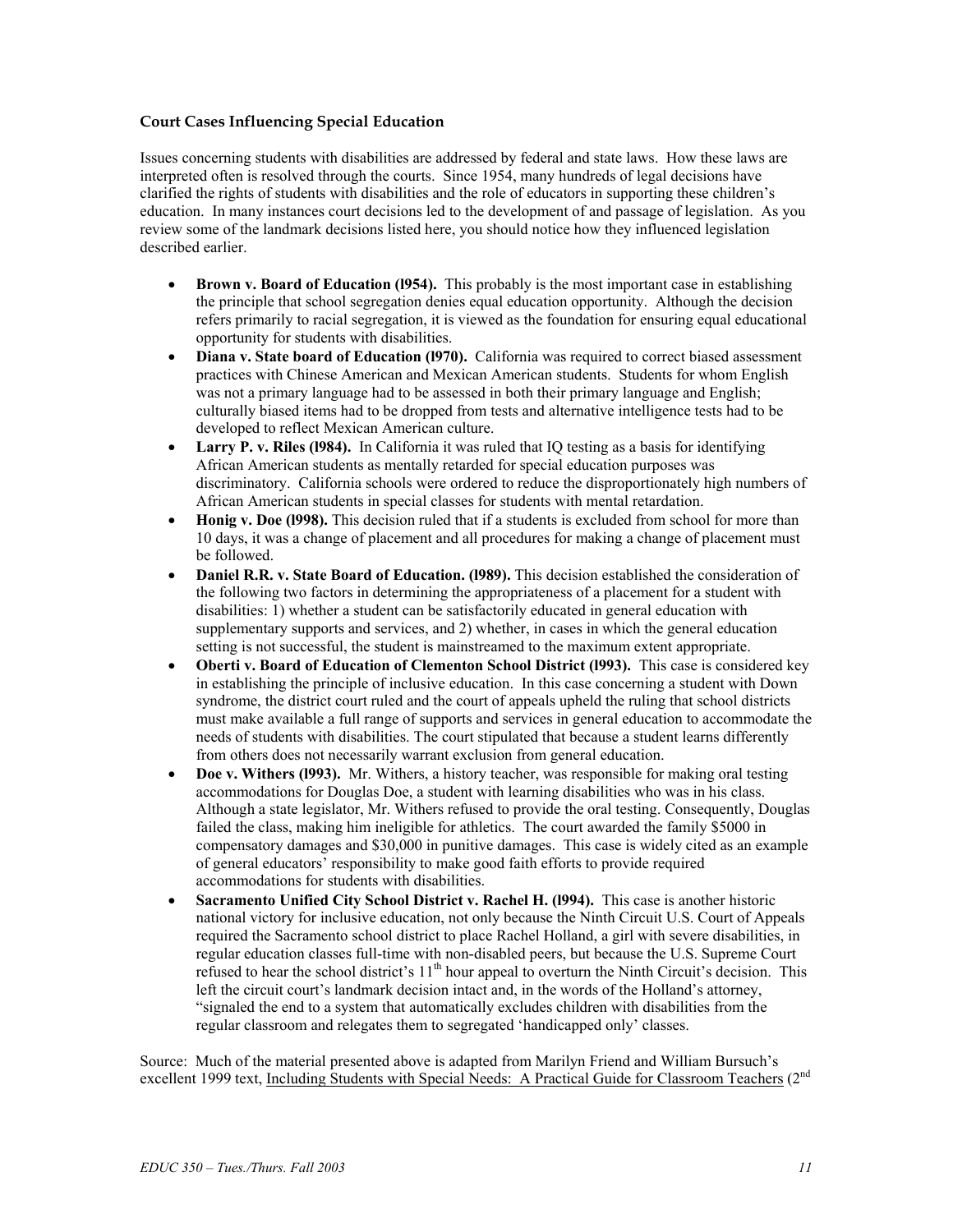### Court Cases Influencing Special Education

Issues concerning students with disabilities are addressed by federal and state laws. How these laws are interpreted often is resolved through the courts. Since 1954, many hundreds of legal decisions have clarified the rights of students with disabilities and the role of educators in supporting these children's education. In many instances court decisions led to the development of and passage of legislation. As you review some of the landmark decisions listed here, you should notice how they influenced legislation described earlier.

- **Brown v. Board of Education (l954).** This probably is the most important case in establishing the principle that school segregation denies equal education opportunity. Although the decision refers primarily to racial segregation, it is viewed as the foundation for ensuring equal educational opportunity for students with disabilities.
- **Diana v. State board of Education (l970).** California was required to correct biased assessment practices with Chinese American and Mexican American students. Students for whom English was not a primary language had to be assessed in both their primary language and English; culturally biased items had to be dropped from tests and alternative intelligence tests had to be developed to reflect Mexican American culture.
- **Larry P. v. Riles (l984).** In California it was ruled that IQ testing as a basis for identifying African American students as mentally retarded for special education purposes was discriminatory. California schools were ordered to reduce the disproportionately high numbers of African American students in special classes for students with mental retardation.
- **Honig v. Doe (l998).** This decision ruled that if a students is excluded from school for more than 10 days, it was a change of placement and all procedures for making a change of placement must be followed.
- **Daniel R.R. v. State Board of Education. (l989).** This decision established the consideration of the following two factors in determining the appropriateness of a placement for a student with disabilities: 1) whether a student can be satisfactorily educated in general education with supplementary supports and services, and 2) whether, in cases in which the general education setting is not successful, the student is mainstreamed to the maximum extent appropriate.
- **Oberti v. Board of Education of Clementon School District (l993).** This case is considered key in establishing the principle of inclusive education. In this case concerning a student with Down syndrome, the district court ruled and the court of appeals upheld the ruling that school districts must make available a full range of supports and services in general education to accommodate the needs of students with disabilities. The court stipulated that because a student learns differently from others does not necessarily warrant exclusion from general education.
- **Doe v. Withers (l993).** Mr. Withers, a history teacher, was responsible for making oral testing accommodations for Douglas Doe, a student with learning disabilities who was in his class. Although a state legislator, Mr. Withers refused to provide the oral testing. Consequently, Douglas failed the class, making him ineligible for athletics. The court awarded the family $5000 in compensatory damages and $30,000 in punitive damages. This case is widely cited as an example of general educators' responsibility to make good faith efforts to provide required accommodations for students with disabilities.
- **Sacramento Unified City School District v. Rachel H. (l994).** This case is another historic national victory for inclusive education, not only because the Ninth Circuit U.S. Court of Appeals required the Sacramento school district to place Rachel Holland, a girl with severe disabilities, in regular education classes full-time with non-disabled peers, but because the U.S. Supreme Court refused to hear the school district's 11th hour appeal to overturn the Ninth Circuit's decision. This left the circuit court's landmark decision intact and, in the words of the Holland's attorney, "signaled the end to a system that automatically excludes children with disabilities from the regular classroom and relegates them to segregated 'handicapped only' classes.

Source: Much of the material presented above is adapted from Marilyn Friend and William Bursuch's excellent 1999 text, <u>Including Students with Special Needs: A Practical Guide for Classroom Teachers</u> (2nd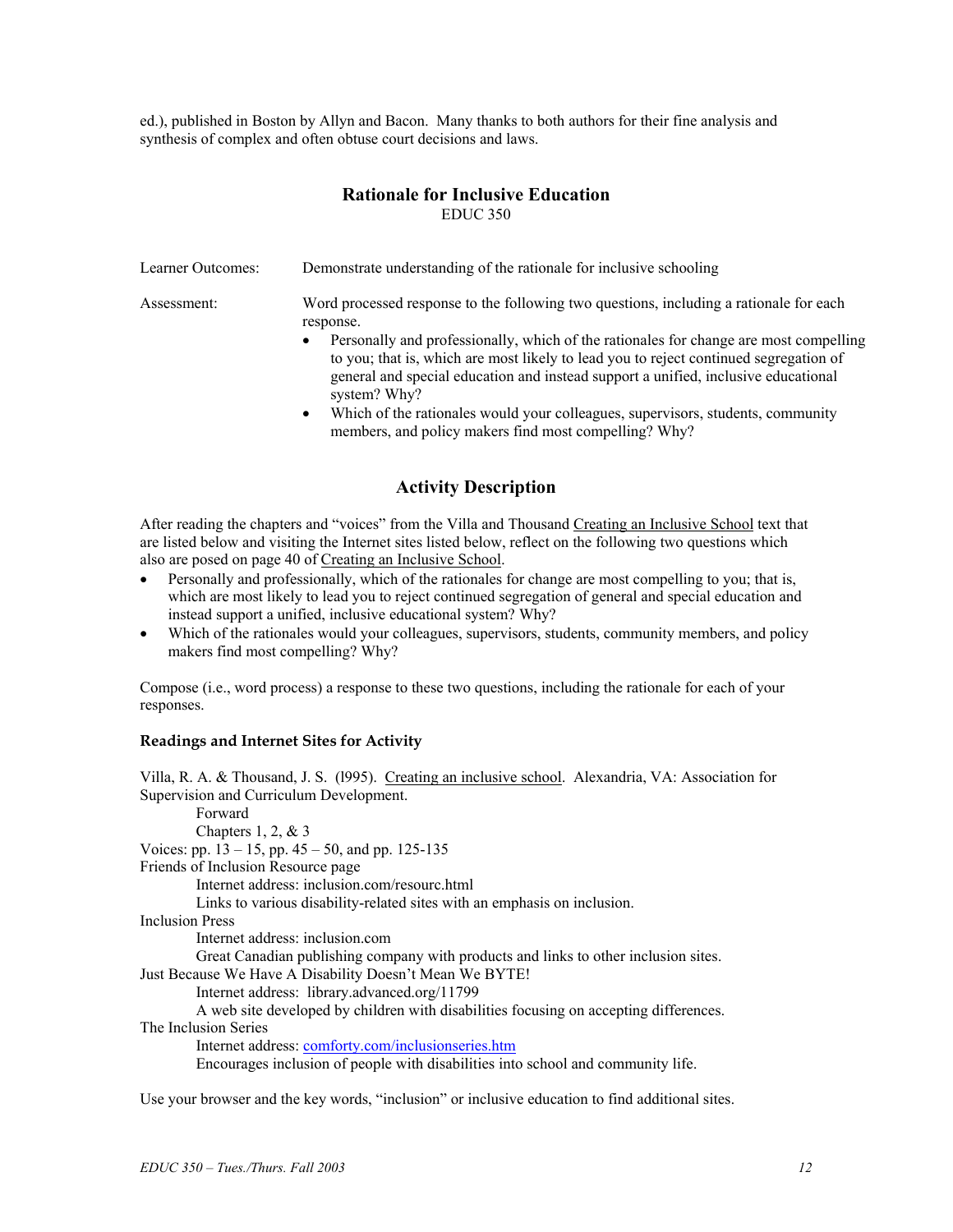ed.), published in Boston by Allyn and Bacon. Many thanks to both authors for their fine analysis and synthesis of complex and often obtuse court decisions and laws.

## Rationale for Inclusive Education

EDUC 350

| | |
|---|---|
| Learner Outcomes: | Demonstrate understanding of the rationale for inclusive schooling |
| Assessment: | Word processed response to the following two questions, including a rationale for each response.<br>• Personally and professionally, which of the rationales for change are most compelling to you; that is, which are most likely to lead you to reject continued segregation of general and special education and instead support a unified, inclusive educational system? Why?<br>• Which of the rationales would your colleagues, supervisors, students, community members, and policy makers find most compelling? Why? |

## Activity Description

After reading the chapters and "voices" from the Villa and Thousand Creating an Inclusive School text that are listed below and visiting the Internet sites listed below, reflect on the following two questions which also are posed on page 40 of Creating an Inclusive School.

- Personally and professionally, which of the rationales for change are most compelling to you; that is, which are most likely to lead you to reject continued segregation of general and special education and instead support a unified, inclusive educational system? Why?
- Which of the rationales would your colleagues, supervisors, students, community members, and policy makers find most compelling? Why?

Compose (i.e., word process) a response to these two questions, including the rationale for each of your responses.

**Readings and Internet Sites for Activity**

Villa, R. A. & Thousand, J. S. (l995). Creating an inclusive school. Alexandria, VA: Association for Supervision and Curriculum Development.

Forward

Chapters 1, 2, & 3

Voices: pp. 13 – 15, pp. 45 – 50, and pp. 125-135

Friends of Inclusion Resource page

Internet address: inclusion.com/resourc.html

Links to various disability-related sites with an emphasis on inclusion.

Inclusion Press

Internet address: inclusion.com

Great Canadian publishing company with products and links to other inclusion sites.

Just Because We Have A Disability Doesn't Mean We BYTE!

Internet address: library.advanced.org/11799

A web site developed by children with disabilities focusing on accepting differences.

The Inclusion Series

Internet address: comforty.com/inclusionseries.htm

Encourages inclusion of people with disabilities into school and community life.

Use your browser and the key words, "inclusion" or inclusive education to find additional sites.